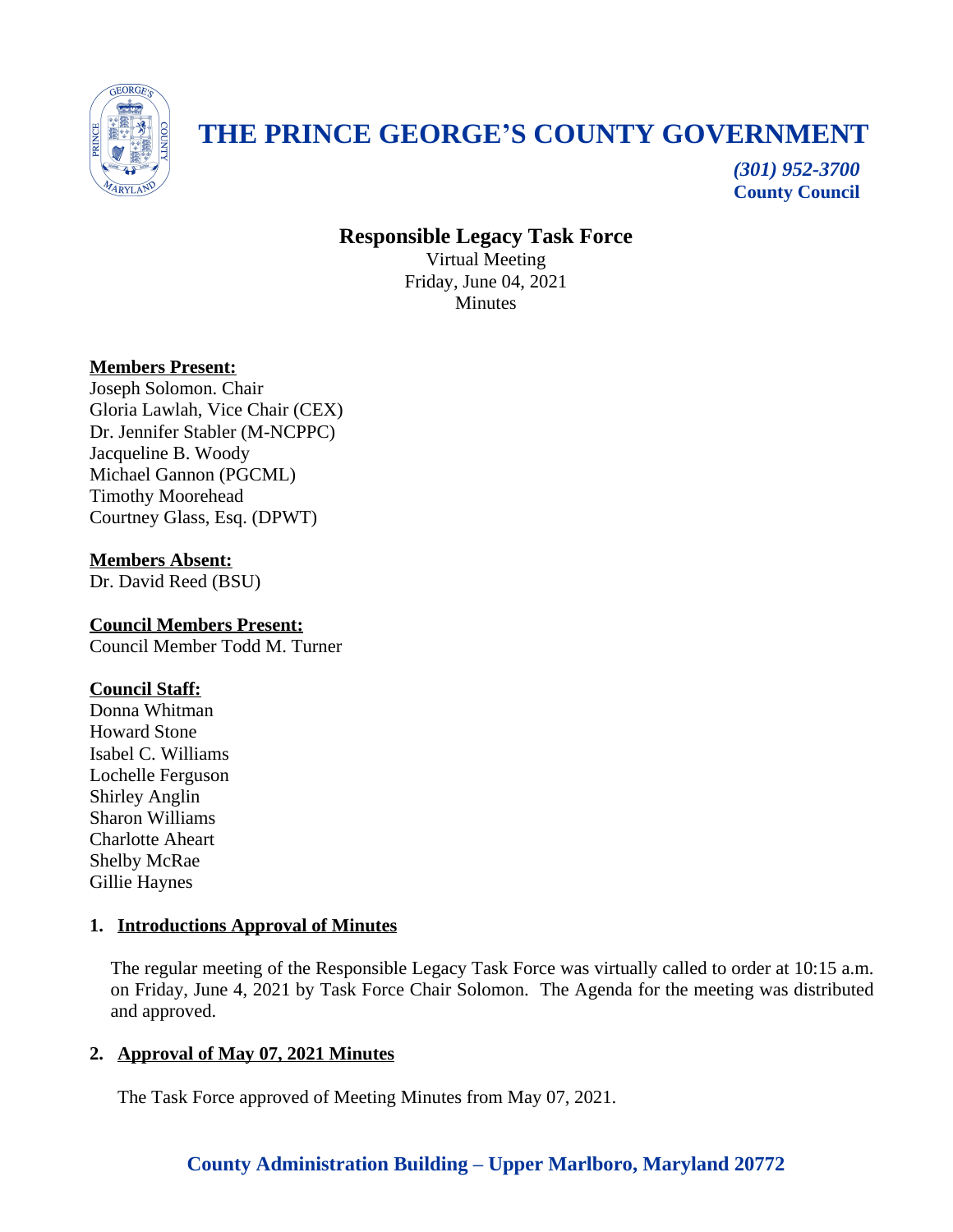# THE PRINCE GEORGE'S COUNTY GOVERNMENT

*(301) 952-3700*
**County Council**

## Responsible Legacy Task Force

Virtual Meeting
Friday, June 04, 2021
Minutes

**Members Present:**
Joseph Solomon. Chair
Gloria Lawlah, Vice Chair (CEX)
Dr. Jennifer Stabler (M-NCPPC)
Jacqueline B. Woody
Michael Gannon (PGCML)
Timothy Moorehead
Courtney Glass, Esq. (DPWT)

**Members Absent:**
Dr. David Reed (BSU)

**Council Members Present:**
Council Member Todd M. Turner

**Council Staff:**
Donna Whitman
Howard Stone
Isabel C. Williams
Lochelle Ferguson
Shirley Anglin
Sharon Williams
Charlotte Aheart
Shelby McRae
Gillie Haynes

### 1. Introductions Approval of Minutes

The regular meeting of the Responsible Legacy Task Force was virtually called to order at 10:15 a.m. on Friday, June 4, 2021 by Task Force Chair Solomon. The Agenda for the meeting was distributed and approved.

### 2. Approval of May 07, 2021 Minutes

The Task Force approved of Meeting Minutes from May 07, 2021.

**County Administration Building – Upper Marlboro, Maryland 20772**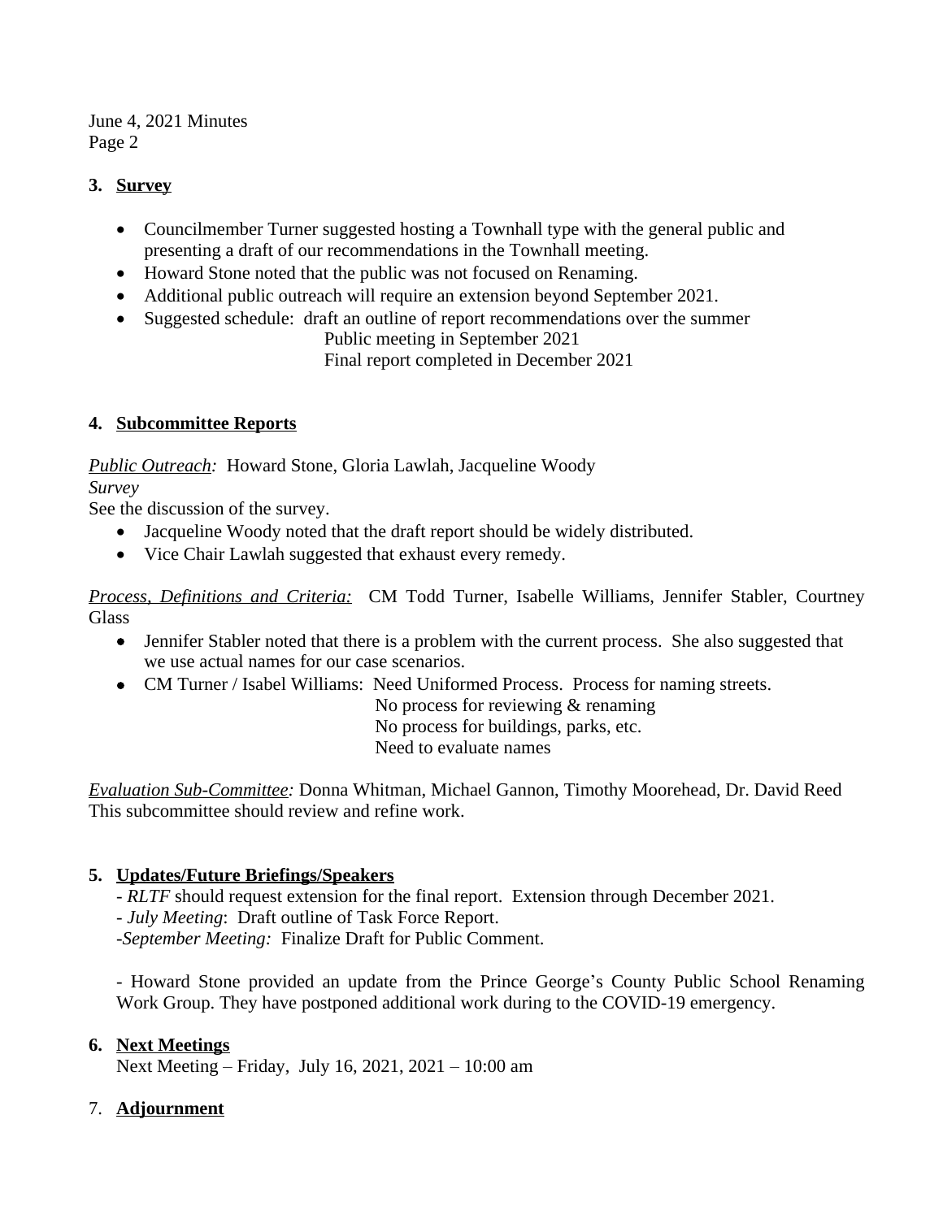## 3. Survey

- Councilmember Turner suggested hosting a Townhall type with the general public and presenting a draft of our recommendations in the Townhall meeting.
- Howard Stone noted that the public was not focused on Renaming.
- Additional public outreach will require an extension beyond September 2021.
- Suggested schedule: draft an outline of report recommendations over the summer
  Public meeting in September 2021
  Final report completed in December 2021

## 4. Subcommittee Reports

*Public Outreach:* Howard Stone, Gloria Lawlah, Jacqueline Woody

*Survey*

See the discussion of the survey.

- Jacqueline Woody noted that the draft report should be widely distributed.
- Vice Chair Lawlah suggested that exhaust every remedy.

*Process, Definitions and Criteria:* CM Todd Turner, Isabelle Williams, Jennifer Stabler, Courtney Glass

- Jennifer Stabler noted that there is a problem with the current process. She also suggested that we use actual names for our case scenarios.
- CM Turner / Isabel Williams: Need Uniformed Process. Process for naming streets.
  No process for reviewing & renaming
  No process for buildings, parks, etc.
  Need to evaluate names

*Evaluation Sub-Committee:* Donna Whitman, Michael Gannon, Timothy Moorehead, Dr. David Reed

This subcommittee should review and refine work.

## 5. Updates/Future Briefings/Speakers

- *RLTF* should request extension for the final report. Extension through December 2021.
- *July Meeting*: Draft outline of Task Force Report.
- *September Meeting:* Finalize Draft for Public Comment.

- Howard Stone provided an update from the Prince George's County Public School Renaming Work Group. They have postponed additional work during to the COVID-19 emergency.

## 6. Next Meetings

Next Meeting – Friday, July 16, 2021, 2021 – 10:00 am

## 7. Adjournment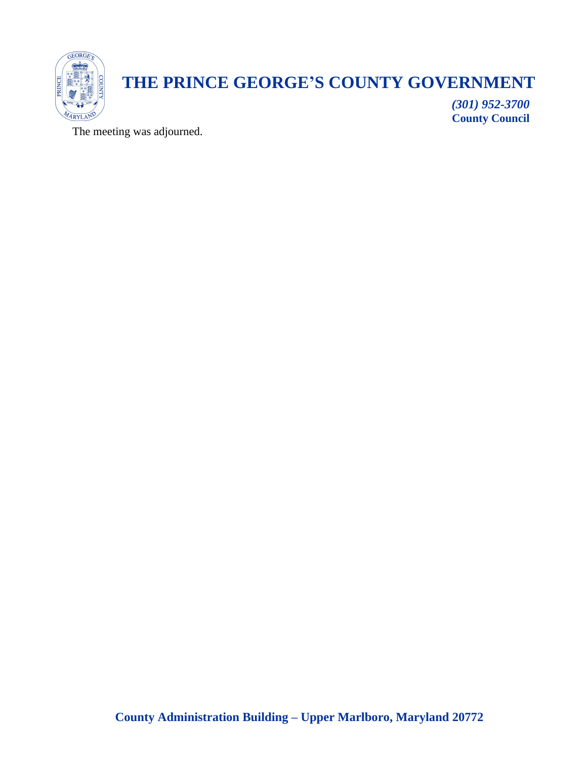The meeting was adjourned.